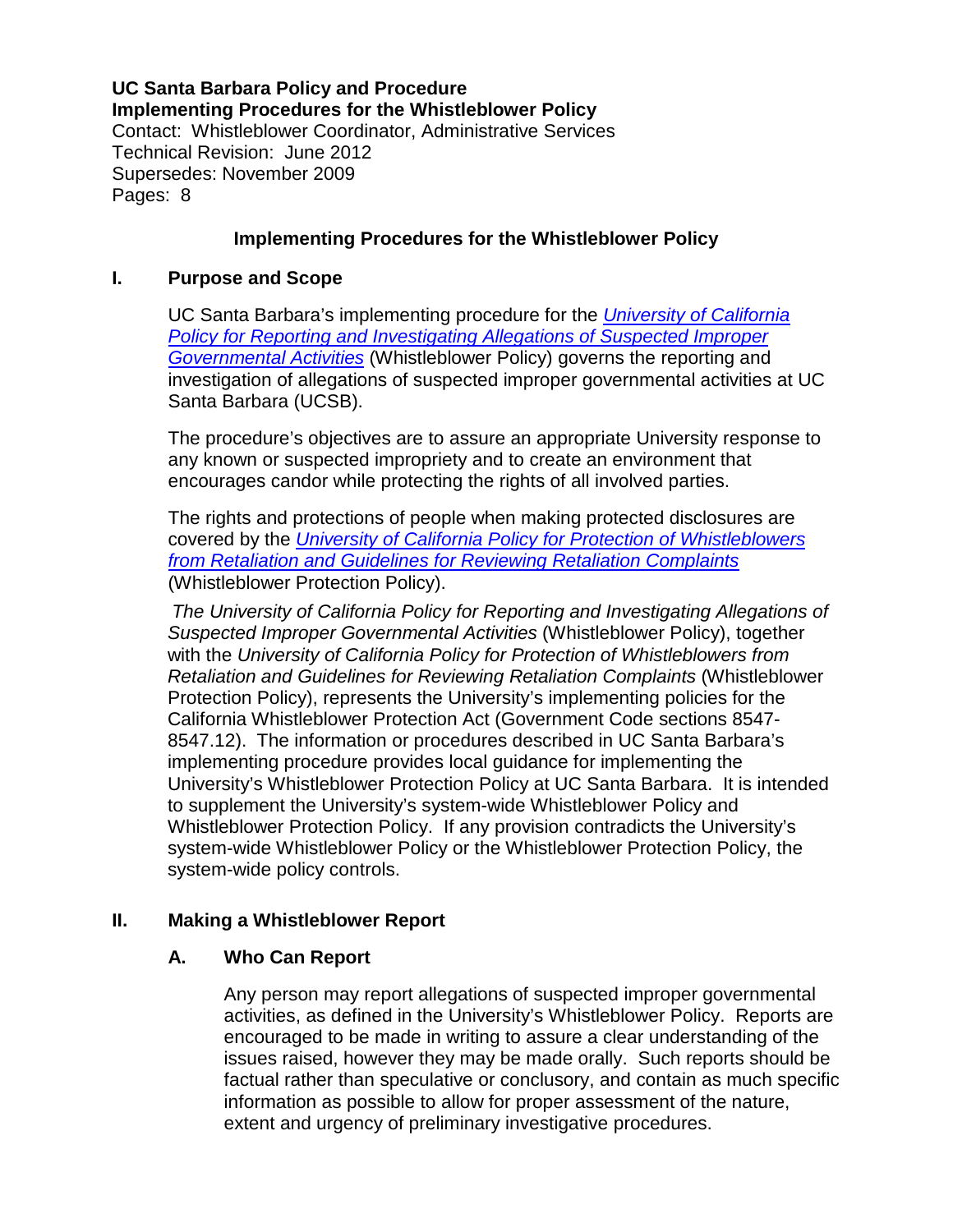**UC Santa Barbara Policy and Procedure**
**Implementing Procedures for the Whistleblower Policy**
Contact: Whistleblower Coordinator, Administrative Services
Technical Revision: June 2012
Supersedes: November 2009
Pages: 8

# Implementing Procedures for the Whistleblower Policy

## I. Purpose and Scope

UC Santa Barbara's implementing procedure for the *University of California Policy for Reporting and Investigating Allegations of Suspected Improper Governmental Activities* (Whistleblower Policy) governs the reporting and investigation of allegations of suspected improper governmental activities at UC Santa Barbara (UCSB).

The procedure's objectives are to assure an appropriate University response to any known or suspected impropriety and to create an environment that encourages candor while protecting the rights of all involved parties.

The rights and protections of people when making protected disclosures are covered by the *University of California Policy for Protection of Whistleblowers from Retaliation and Guidelines for Reviewing Retaliation Complaints* (Whistleblower Protection Policy).

*The University of California Policy for Reporting and Investigating Allegations of Suspected Improper Governmental Activities* (Whistleblower Policy), together with the *University of California Policy for Protection of Whistleblowers from Retaliation and Guidelines for Reviewing Retaliation Complaints* (Whistleblower Protection Policy), represents the University's implementing policies for the California Whistleblower Protection Act (Government Code sections 8547-8547.12). The information or procedures described in UC Santa Barbara's implementing procedure provides local guidance for implementing the University's Whistleblower Protection Policy at UC Santa Barbara. It is intended to supplement the University's system-wide Whistleblower Policy and Whistleblower Protection Policy. If any provision contradicts the University's system-wide Whistleblower Policy or the Whistleblower Protection Policy, the system-wide policy controls.

## II. Making a Whistleblower Report

### A. Who Can Report

Any person may report allegations of suspected improper governmental activities, as defined in the University's Whistleblower Policy. Reports are encouraged to be made in writing to assure a clear understanding of the issues raised, however they may be made orally. Such reports should be factual rather than speculative or conclusory, and contain as much specific information as possible to allow for proper assessment of the nature, extent and urgency of preliminary investigative procedures.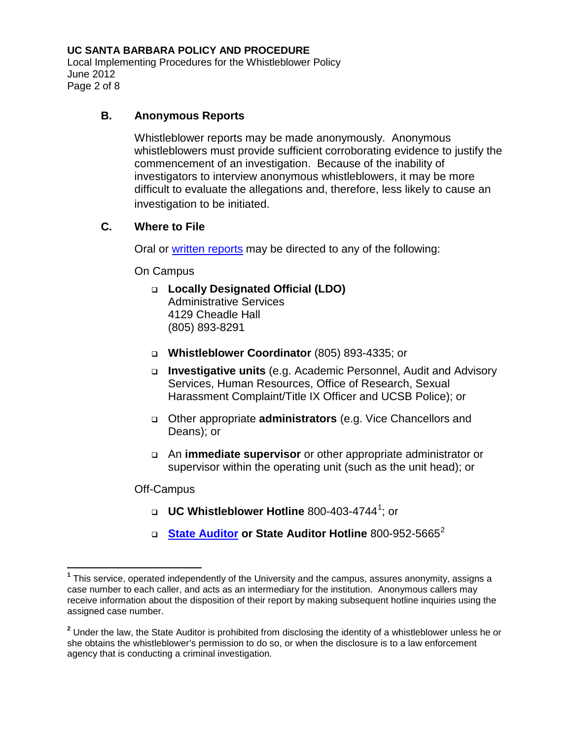### B. Anonymous Reports

Whistleblower reports may be made anonymously. Anonymous whistleblowers must provide sufficient corroborating evidence to justify the commencement of an investigation. Because of the inability of investigators to interview anonymous whistleblowers, it may be more difficult to evaluate the allegations and, therefore, less likely to cause an investigation to be initiated.

### C. Where to File

Oral or written reports may be directed to any of the following:

On Campus

- **Locally Designated Official (LDO)**
  Administrative Services
  4129 Cheadle Hall
  (805) 893-8291
- **Whistleblower Coordinator** (805) 893-4335; or
- **Investigative units** (e.g. Academic Personnel, Audit and Advisory Services, Human Resources, Office of Research, Sexual Harassment Complaint/Title IX Officer and UCSB Police); or
- Other appropriate **administrators** (e.g. Vice Chancellors and Deans); or
- An **immediate supervisor** or other appropriate administrator or supervisor within the operating unit (such as the unit head); or

Off-Campus

- **UC Whistleblower Hotline** 800-403-4744[1]; or
- **State Auditor or State Auditor Hotline** 800-952-5665[2]

---

[1] This service, operated independently of the University and the campus, assures anonymity, assigns a case number to each caller, and acts as an intermediary for the institution. Anonymous callers may receive information about the disposition of their report by making subsequent hotline inquiries using the assigned case number.

[2] Under the law, the State Auditor is prohibited from disclosing the identity of a whistleblower unless he or she obtains the whistleblower's permission to do so, or when the disclosure is to a law enforcement agency that is conducting a criminal investigation.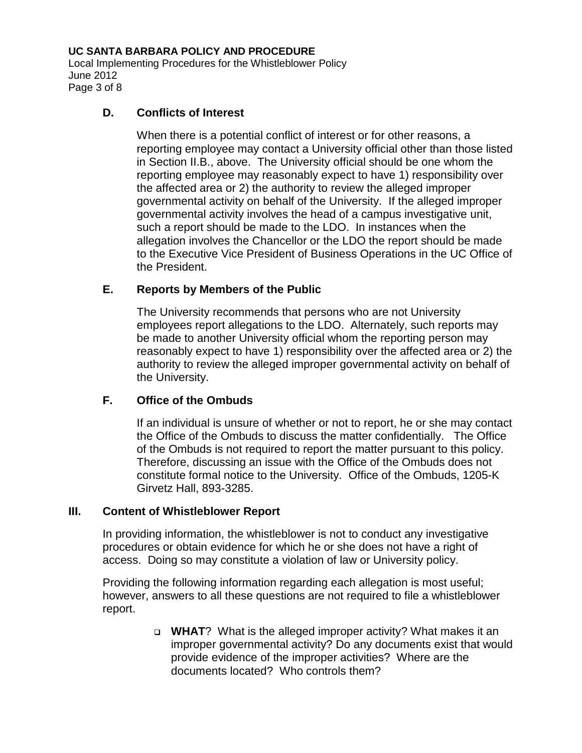### D. Conflicts of Interest

When there is a potential conflict of interest or for other reasons, a reporting employee may contact a University official other than those listed in Section II.B., above. The University official should be one whom the reporting employee may reasonably expect to have 1) responsibility over the affected area or 2) the authority to review the alleged improper governmental activity on behalf of the University. If the alleged improper governmental activity involves the head of a campus investigative unit, such a report should be made to the LDO. In instances when the allegation involves the Chancellor or the LDO the report should be made to the Executive Vice President of Business Operations in the UC Office of the President.

### E. Reports by Members of the Public

The University recommends that persons who are not University employees report allegations to the LDO. Alternately, such reports may be made to another University official whom the reporting person may reasonably expect to have 1) responsibility over the affected area or 2) the authority to review the alleged improper governmental activity on behalf of the University.

### F. Office of the Ombuds

If an individual is unsure of whether or not to report, he or she may contact the Office of the Ombuds to discuss the matter confidentially. The Office of the Ombuds is not required to report the matter pursuant to this policy. Therefore, discussing an issue with the Office of the Ombuds does not constitute formal notice to the University. Office of the Ombuds, 1205-K Girvetz Hall, 893-3285.

## III. Content of Whistleblower Report

In providing information, the whistleblower is not to conduct any investigative procedures or obtain evidence for which he or she does not have a right of access. Doing so may constitute a violation of law or University policy.

Providing the following information regarding each allegation is most useful; however, answers to all these questions are not required to file a whistleblower report.

- **WHAT**? What is the alleged improper activity? What makes it an improper governmental activity? Do any documents exist that would provide evidence of the improper activities? Where are the documents located? Who controls them?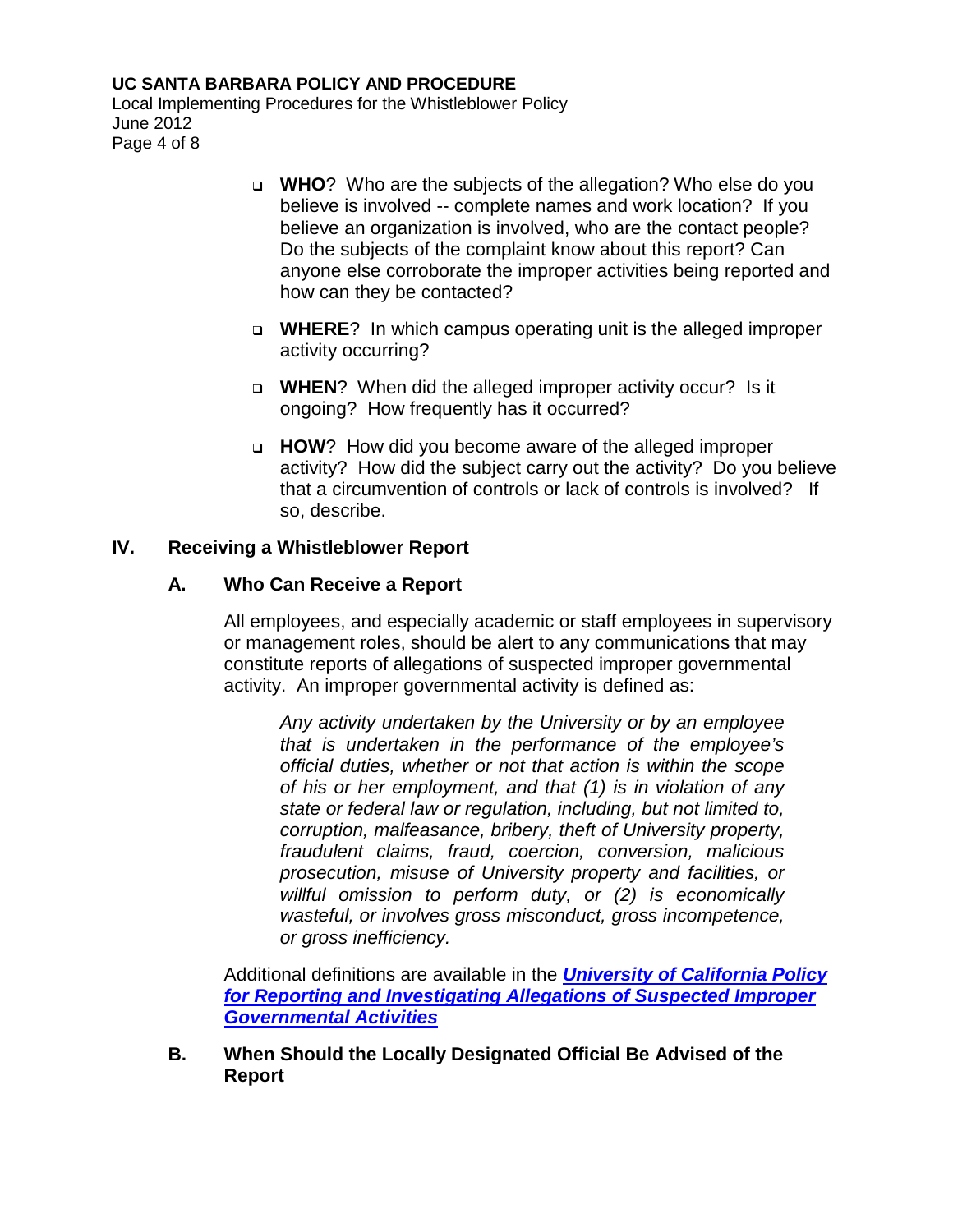- **WHO**? Who are the subjects of the allegation? Who else do you believe is involved -- complete names and work location? If you believe an organization is involved, who are the contact people? Do the subjects of the complaint know about this report? Can anyone else corroborate the improper activities being reported and how can they be contacted?

- **WHERE**? In which campus operating unit is the alleged improper activity occurring?

- **WHEN**? When did the alleged improper activity occur? Is it ongoing? How frequently has it occurred?

- **HOW**? How did you become aware of the alleged improper activity? How did the subject carry out the activity? Do you believe that a circumvention of controls or lack of controls is involved? If so, describe.

## IV. Receiving a Whistleblower Report

### A. Who Can Receive a Report

All employees, and especially academic or staff employees in supervisory or management roles, should be alert to any communications that may constitute reports of allegations of suspected improper governmental activity. An improper governmental activity is defined as:

> *Any activity undertaken by the University or by an employee that is undertaken in the performance of the employee's official duties, whether or not that action is within the scope of his or her employment, and that (1) is in violation of any state or federal law or regulation, including, but not limited to, corruption, malfeasance, bribery, theft of University property, fraudulent claims, fraud, coercion, conversion, malicious prosecution, misuse of University property and facilities, or willful omission to perform duty, or (2) is economically wasteful, or involves gross misconduct, gross incompetence, or gross inefficiency.*

Additional definitions are available in the ***University of California Policy for Reporting and Investigating Allegations of Suspected Improper Governmental Activities***

### B. When Should the Locally Designated Official Be Advised of the Report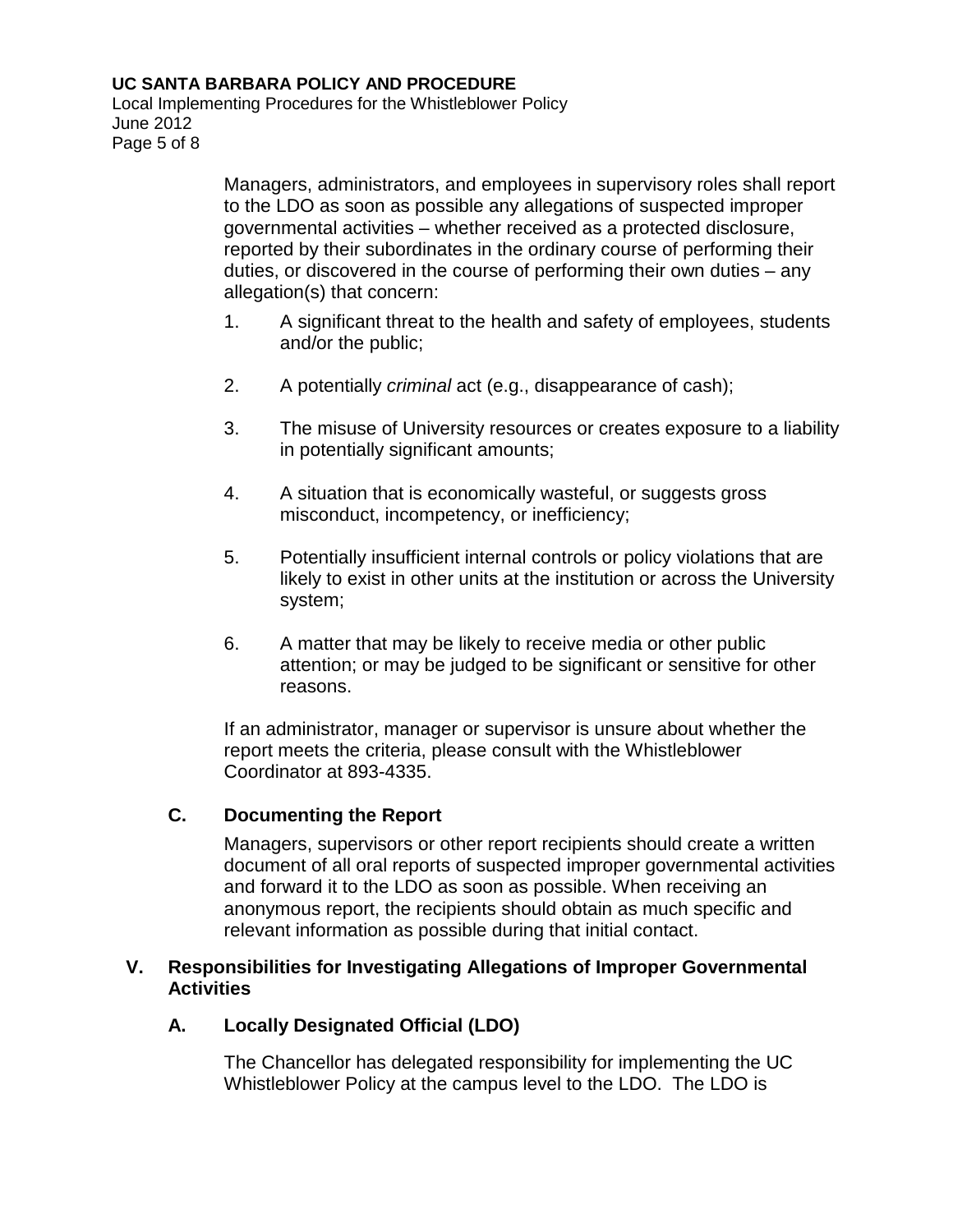Managers, administrators, and employees in supervisory roles shall report to the LDO as soon as possible any allegations of suspected improper governmental activities – whether received as a protected disclosure, reported by their subordinates in the ordinary course of performing their duties, or discovered in the course of performing their own duties – any allegation(s) that concern:

1. A significant threat to the health and safety of employees, students and/or the public;
2. A potentially *criminal* act (e.g., disappearance of cash);
3. The misuse of University resources or creates exposure to a liability in potentially significant amounts;
4. A situation that is economically wasteful, or suggests gross misconduct, incompetency, or inefficiency;
5. Potentially insufficient internal controls or policy violations that are likely to exist in other units at the institution or across the University system;
6. A matter that may be likely to receive media or other public attention; or may be judged to be significant or sensitive for other reasons.

If an administrator, manager or supervisor is unsure about whether the report meets the criteria, please consult with the Whistleblower Coordinator at 893-4335.

### C. Documenting the Report

Managers, supervisors or other report recipients should create a written document of all oral reports of suspected improper governmental activities and forward it to the LDO as soon as possible. When receiving an anonymous report, the recipients should obtain as much specific and relevant information as possible during that initial contact.

## V. Responsibilities for Investigating Allegations of Improper Governmental Activities

### A. Locally Designated Official (LDO)

The Chancellor has delegated responsibility for implementing the UC Whistleblower Policy at the campus level to the LDO. The LDO is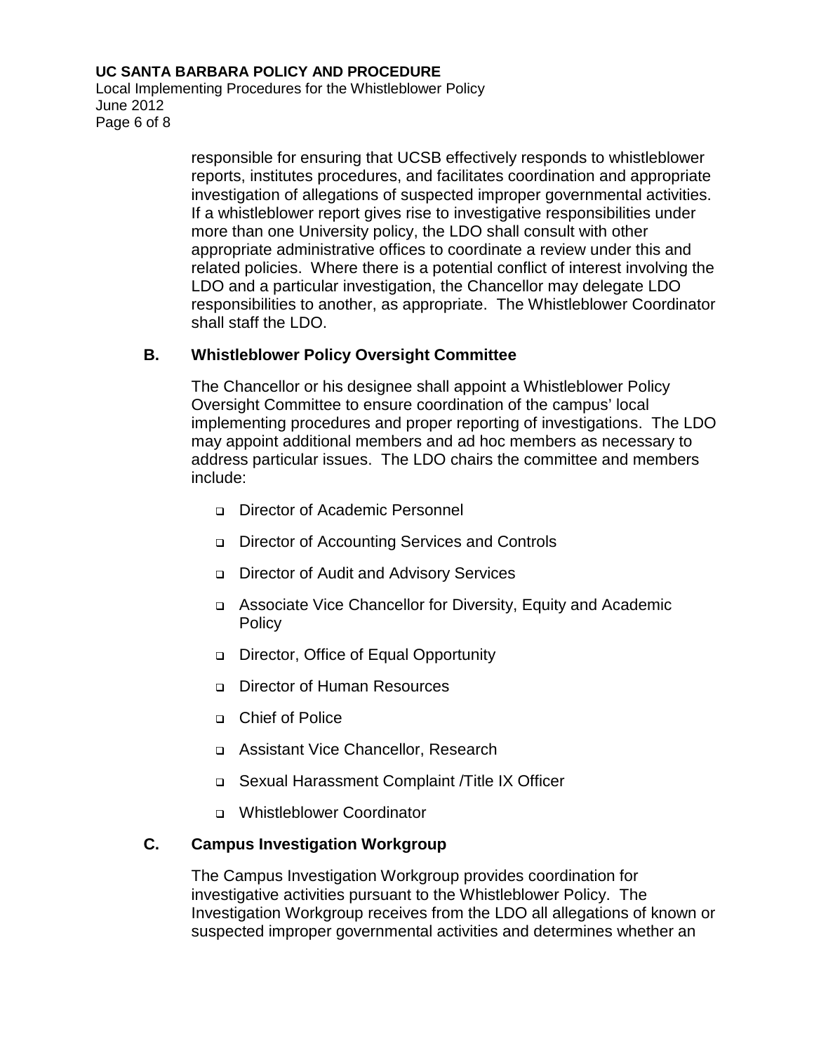responsible for ensuring that UCSB effectively responds to whistleblower reports, institutes procedures, and facilitates coordination and appropriate investigation of allegations of suspected improper governmental activities. If a whistleblower report gives rise to investigative responsibilities under more than one University policy, the LDO shall consult with other appropriate administrative offices to coordinate a review under this and related policies. Where there is a potential conflict of interest involving the LDO and a particular investigation, the Chancellor may delegate LDO responsibilities to another, as appropriate. The Whistleblower Coordinator shall staff the LDO.

### B. Whistleblower Policy Oversight Committee

The Chancellor or his designee shall appoint a Whistleblower Policy Oversight Committee to ensure coordination of the campus' local implementing procedures and proper reporting of investigations. The LDO may appoint additional members and ad hoc members as necessary to address particular issues. The LDO chairs the committee and members include:

- Director of Academic Personnel
- Director of Accounting Services and Controls
- Director of Audit and Advisory Services
- Associate Vice Chancellor for Diversity, Equity and Academic Policy
- Director, Office of Equal Opportunity
- Director of Human Resources
- Chief of Police
- Assistant Vice Chancellor, Research
- Sexual Harassment Complaint /Title IX Officer
- Whistleblower Coordinator

### C. Campus Investigation Workgroup

The Campus Investigation Workgroup provides coordination for investigative activities pursuant to the Whistleblower Policy. The Investigation Workgroup receives from the LDO all allegations of known or suspected improper governmental activities and determines whether an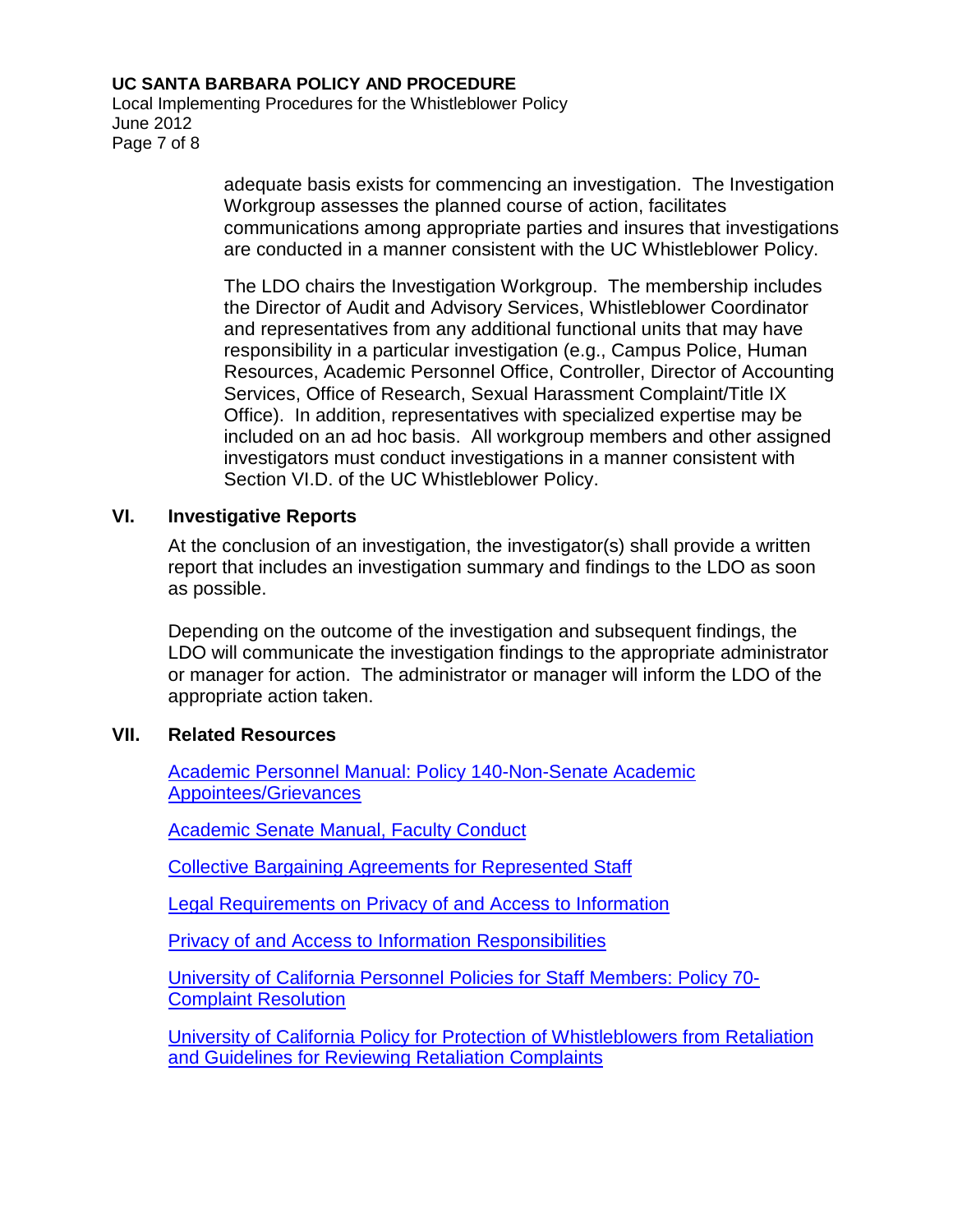adequate basis exists for commencing an investigation. The Investigation Workgroup assesses the planned course of action, facilitates communications among appropriate parties and insures that investigations are conducted in a manner consistent with the UC Whistleblower Policy.

The LDO chairs the Investigation Workgroup. The membership includes the Director of Audit and Advisory Services, Whistleblower Coordinator and representatives from any additional functional units that may have responsibility in a particular investigation (e.g., Campus Police, Human Resources, Academic Personnel Office, Controller, Director of Accounting Services, Office of Research, Sexual Harassment Complaint/Title IX Office). In addition, representatives with specialized expertise may be included on an ad hoc basis. All workgroup members and other assigned investigators must conduct investigations in a manner consistent with Section VI.D. of the UC Whistleblower Policy.

## VI. Investigative Reports

At the conclusion of an investigation, the investigator(s) shall provide a written report that includes an investigation summary and findings to the LDO as soon as possible.

Depending on the outcome of the investigation and subsequent findings, the LDO will communicate the investigation findings to the appropriate administrator or manager for action. The administrator or manager will inform the LDO of the appropriate action taken.

## VII. Related Resources

Academic Personnel Manual: Policy 140-Non-Senate Academic Appointees/Grievances

Academic Senate Manual, Faculty Conduct

Collective Bargaining Agreements for Represented Staff

Legal Requirements on Privacy of and Access to Information

Privacy of and Access to Information Responsibilities

University of California Personnel Policies for Staff Members: Policy 70-Complaint Resolution

University of California Policy for Protection of Whistleblowers from Retaliation and Guidelines for Reviewing Retaliation Complaints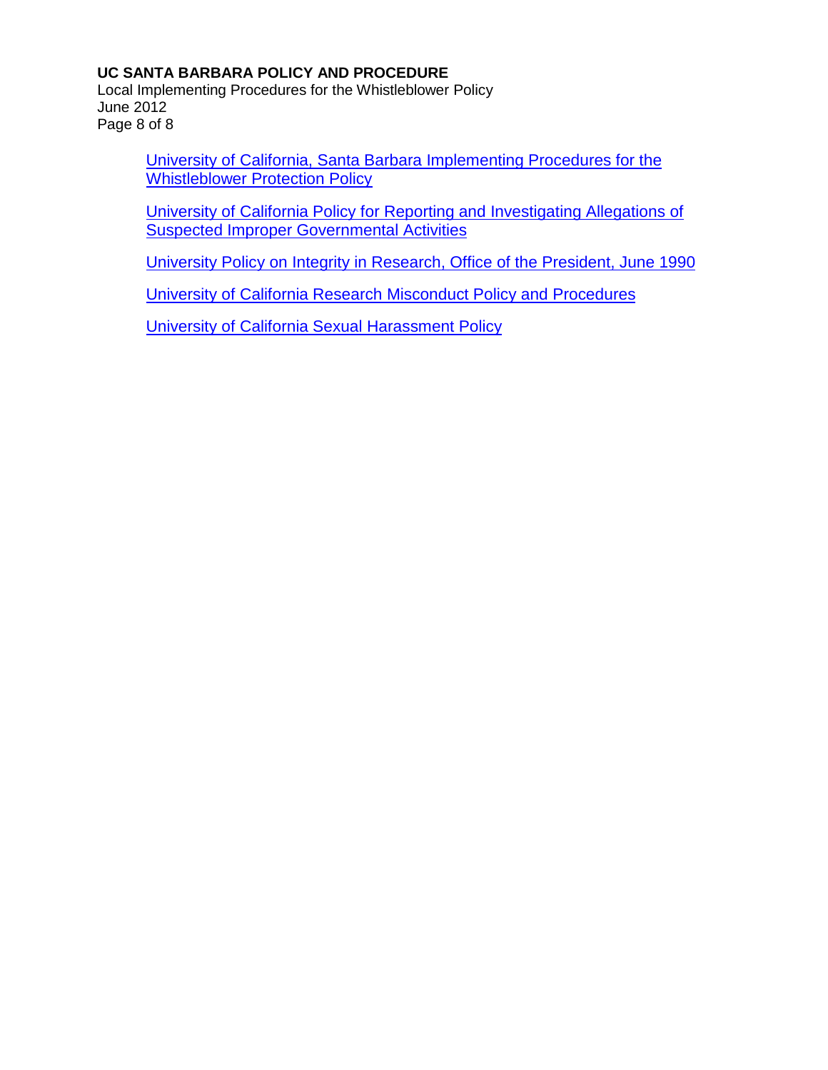University of California, Santa Barbara Implementing Procedures for the Whistleblower Protection Policy

University of California Policy for Reporting and Investigating Allegations of Suspected Improper Governmental Activities

University Policy on Integrity in Research, Office of the President, June 1990

University of California Research Misconduct Policy and Procedures

University of California Sexual Harassment Policy